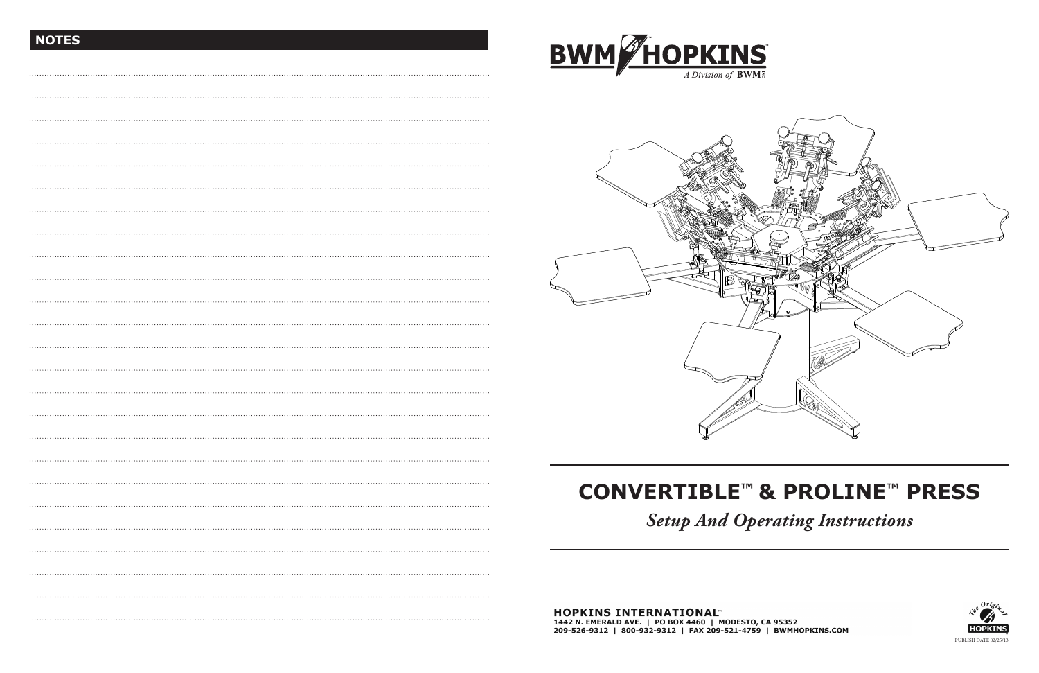## NOTES

# BWM HOPKINS™

*A Division of* **BWM**

# CONVERTIBLE™ & PROLINE™ PRESS

## *Setup And Operating Instructions*

**HOPKINS INTERNATIONAL™**
**1442 N. EMERALD AVE. | PO BOX 4460 | MODESTO, CA 95352**
**209-526-9312 | 800-932-9312 | FAX 209-521-4759 | BWMHOPKINS.COM**

*The Original* HOPKINS

PUBLISH DATE 02/25/13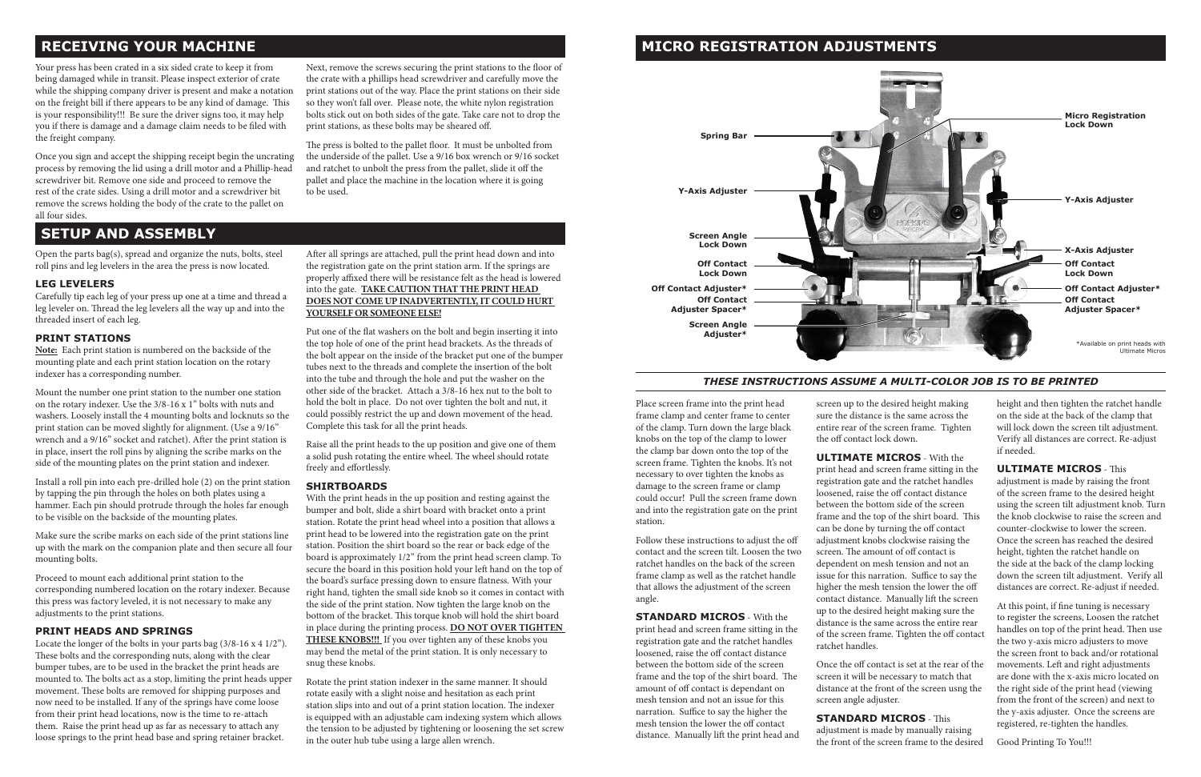## RECEIVING YOUR MACHINE

Your press has been crated in a six sided crate to keep it from being damaged while in transit. Please inspect exterior of crate while the shipping company driver is present and make a notation on the freight bill if there appears to be any kind of damage. This is your responsibility!!! Be sure the driver signs too, it may help you if there is damage and a damage claim needs to be filed with the freight company.

Once you sign and accept the shipping receipt begin the uncrating process by removing the lid using a drill motor and a Phillip-head screwdriver bit. Remove one side and proceed to remove the rest of the crate sides. Using a drill motor and a screwdriver bit remove the screws holding the body of the crate to the pallet on all four sides.

Next, remove the screws securing the print stations to the floor of the crate with a phillips head screwdriver and carefully move the print stations out of the way. Place the print stations on their side so they won't fall over. Please note, the white nylon registration bolts stick out on both sides of the gate. Take care not to drop the print stations, as these bolts may be sheared off.

The press is bolted to the pallet floor. It must be unbolted from the underside of the pallet. Use a 9/16 box wrench or 9/16 socket and ratchet to unbolt the press from the pallet, slide it off the pallet and place the machine in the location where it is going to be used.

## SETUP AND ASSEMBLY

Open the parts bag(s), spread and organize the nuts, bolts, steel roll pins and leg levelers in the area the press is now located.

### LEG LEVELERS

Carefully tip each leg of your press up one at a time and thread a leg leveler on. Thread the leg levelers all the way up and into the threaded insert of each leg.

### PRINT STATIONS

**Note:** Each print station is numbered on the backside of the mounting plate and each print station location on the rotary indexer has a corresponding number.

Mount the number one print station to the number one station on the rotary indexer. Use the 3/8-16 x 1" bolts with nuts and washers. Loosely install the 4 mounting bolts and locknuts so the print station can be moved slightly for alignment. (Use a 9/16" wrench and a 9/16" socket and ratchet). After the print station is in place, insert the roll pins by aligning the scribe marks on the side of the mounting plates on the print station and indexer.

Install a roll pin into each pre-drilled hole (2) on the print station by tapping the pin through the holes on both plates using a hammer. Each pin should protrude through the holes far enough to be visible on the backside of the mounting plates.

Make sure the scribe marks on each side of the print stations line up with the mark on the companion plate and then secure all four mounting bolts.

Proceed to mount each additional print station to the corresponding numbered location on the rotary indexer. Because this press was factory leveled, it is not necessary to make any adjustments to the print stations.

### PRINT HEADS AND SPRINGS

Locate the longer of the bolts in your parts bag (3/8-16 x 4 1/2"). These bolts and the corresponding nuts, along with the clear bumper tubes, are to be used in the bracket the print heads are mounted to. The bolts act as a stop, limiting the print heads upper movement. These bolts are removed for shipping purposes and now need to be installed. If any of the springs have come loose from their print head locations, now is the time to re-attach them. Raise the print head up as far as necessary to attach any loose springs to the print head base and spring retainer bracket.

After all springs are attached, pull the print head down and into the registration gate on the print station arm. If the springs are properly affixed there will be resistance felt as the head is lowered into the gate. **TAKE CAUTION THAT THE PRINT HEAD DOES NOT COME UP INADVERTENTLY, IT COULD HURT YOURSELF OR SOMEONE ELSE!**

Put one of the flat washers on the bolt and begin inserting it into the top hole of one of the print head brackets. As the threads of the bolt appear on the inside of the bracket put one of the bumper tubes next to the threads and complete the insertion of the bolt into the tube and through the hole and put the washer on the other side of the bracket. Attach a 3/8-16 hex nut to the bolt to hold the bolt in place. Do not over tighten the bolt and nut, it could possibly restrict the up and down movement of the head. Complete this task for all the print heads.

Raise all the print heads to the up position and give one of them a solid push rotating the entire wheel. The wheel should rotate freely and effortlessly.

### SHIRTBOARDS

With the print heads in the up position and resting against the bumper and bolt, slide a shirt board with bracket onto a print station. Rotate the print head wheel into a position that allows a print head to be lowered into the registration gate on the print station. Position the shirt board so the rear or back edge of the board is approximately 1/2" from the print head screen clamp. To secure the board in this position hold your left hand on the top of the board's surface pressing down to ensure flatness. With your right hand, tighten the small side knob so it comes in contact with the side of the print station. Now tighten the large knob on the bottom of the bracket. This torque knob will hold the shirt board in place during the printing process. **DO NOT OVER TIGHTEN THESE KNOBS!!!** If you over tighten any of these knobs you may bend the metal of the print station. It is only necessary to snug these knobs.

Rotate the print station indexer in the same manner. It should rotate easily with a slight noise and hesitation as each print station slips into and out of a print station location. The indexer is equipped with an adjustable cam indexing system which allows the tension to be adjusted by tightening or loosening the set screw in the outer hub tube using a large allen wrench.

## MICRO REGISTRATION ADJUSTMENTS

Spring Bar
Y-Axis Adjuster
Screen Angle Lock Down
Off Contact Lock Down
Off Contact Adjuster*
Off Contact Adjuster Spacer*
Screen Angle Adjuster*
Micro Registration Lock Down
Y-Axis Adjuster
X-Axis Adjuster
Off Contact Lock Down
Off Contact Adjuster*
Off Contact Adjuster Spacer*

*Available on print heads with Ultimate Micros

***THESE INSTRUCTIONS ASSUME A MULTI-COLOR JOB IS TO BE PRINTED***

Place screen frame into the print head frame clamp and center frame to center of the clamp. Turn down the large black knobs on the top of the clamp to lower the clamp bar down onto the top of the screen frame. Tighten the knobs. It's not necessary to over tighten the knobs as damage to the screen frame or clamp could occur! Pull the screen frame down and into the registration gate on the print station.

Follow these instructions to adjust the off contact and the screen tilt. Loosen the two ratchet handles on the back of the screen frame clamp as well as the ratchet handle that allows the adjustment of the screen angle.

**STANDARD MICROS** - With the print head and screen frame sitting in the registration gate and the ratchet handles loosened, raise the off contact distance between the bottom side of the screen frame and the top of the shirt board. The amount of off contact is dependant on mesh tension and not an issue for this narration. Suffice to say the higher the mesh tension the lower the off contact distance. Manually lift the print head and screen up to the desired height making sure the distance is the same across the entire rear of the screen frame. Tighten the off contact lock down.

**ULTIMATE MICROS** - With the print head and screen frame sitting in the registration gate and the ratchet handles loosened, raise the off contact distance between the bottom side of the screen frame and the top of the shirt board. This can be done by turning the off contact adjustment knobs clockwise raising the screen. The amount of off contact is dependent on mesh tension and not an issue for this narration. Suffice to say the higher the mesh tension the lower the off contact distance. Manually lift the screen up to the desired height making sure the distance is the same across the entire rear of the screen frame. Tighten the off contact ratchet handles.

Once the off contact is set at the rear of the screen it will be necessary to match that distance at the front of the screen usng the screen angle adjuster.

**STANDARD MICROS** - This adjustment is made by manually raising the front of the screen frame to the desired height and then tighten the ratchet handle on the side at the back of the clamp that will lock down the screen tilt adjustment. Verify all distances are correct. Re-adjust if needed.

**ULTIMATE MICROS** - This adjustment is made by raising the front of the screen frame to the desired height using the screen tilt adjustment knob. Turn the knob clockwise to raise the screen and counter-clockwise to lower the screen. Once the screen has reached the desired height, tighten the ratchet handle on the side at the back of the clamp locking down the screen tilt adjustment. Verify all distances are correct. Re-adjust if needed.

At this point, if fine tuning is necessary to register the screens, Loosen the ratchet handles on top of the print head. Then use the two y-axis micro adjusters to move the screen front to back and/or rotational movements. Left and right adjustments are done with the x-axis micro located on the right side of the print head (viewing from the front of the screen) and next to the y-axis adjuster. Once the screens are registered, re-tighten the handles.

Good Printing To You!!!